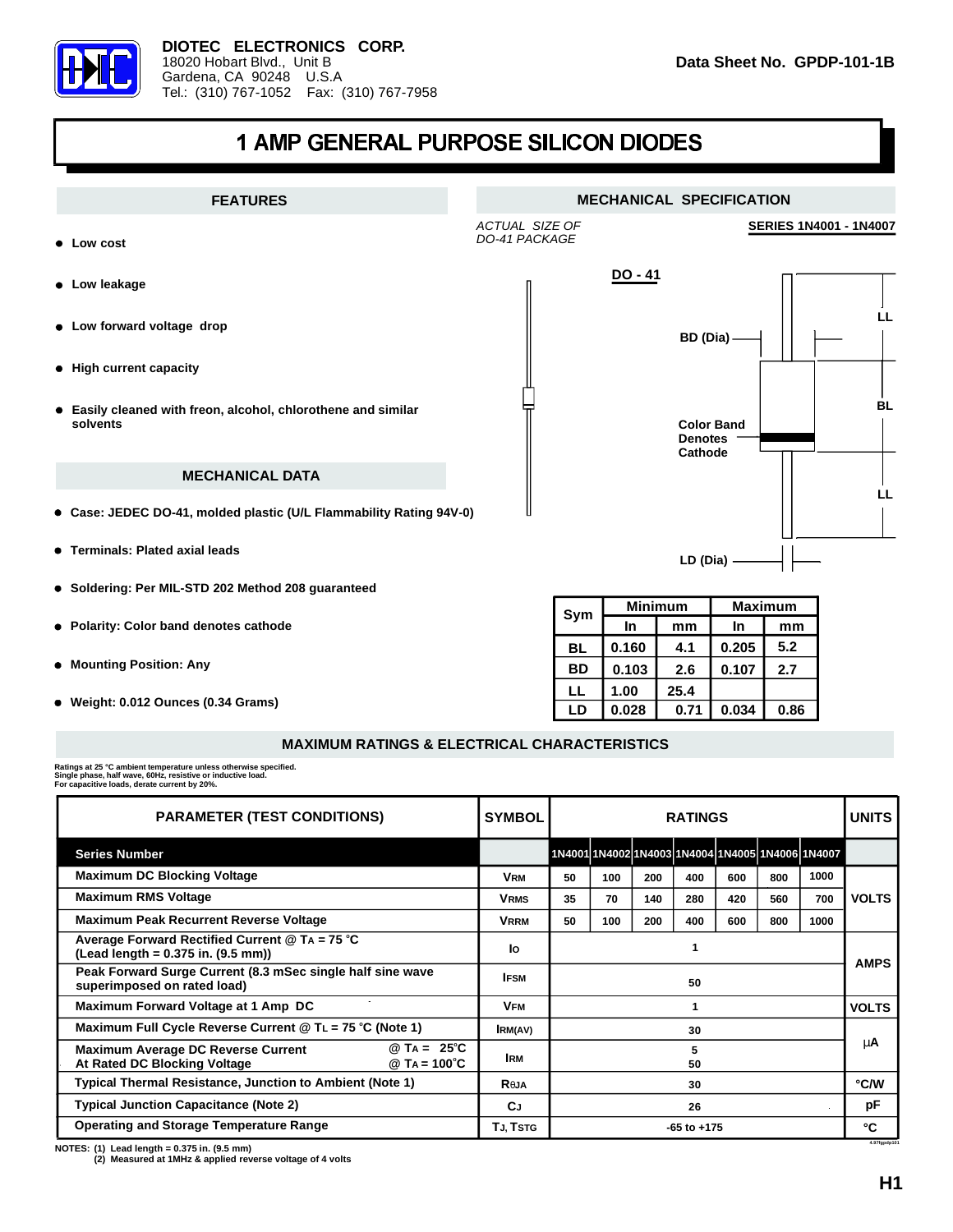**DIOTEC ELECTRONICS CORP.**
18020 Hobart Blvd., Unit B
Gardena, CA 90248 U.S.A
Tel.: (310) 767-1052 Fax: (310) 767-7958

**Data Sheet No. GPDP-101-1B**

# 1 AMP GENERAL PURPOSE SILICON DIODES

## FEATURES

- Low cost
- Low leakage
- Low forward voltage drop
- High current capacity
- Easily cleaned with freon, alcohol, chlorothene and similar solvents

## MECHANICAL DATA

- Case: JEDEC DO-41, molded plastic (U/L Flammability Rating 94V-0)
- Terminals: Plated axial leads
- Soldering: Per MIL-STD 202 Method 208 guaranteed
- Polarity: Color band denotes cathode
- Mounting Position: Any
- Weight: 0.012 Ounces (0.34 Grams)

## MECHANICAL SPECIFICATION

*ACTUAL SIZE OF DO-41 PACKAGE*

**SERIES 1N4001 - 1N4007**

**DO - 41**

BD (Dia)

LL

BL

Color Band Denotes Cathode

LL

LD (Dia)

| Sym | Minimum | | Maximum | |
|---|---|---|---|---|
| | In | mm | In | mm |
| BL | 0.160 | 4.1 | 0.205 | 5.2 |
| BD | 0.103 | 2.6 | 0.107 | 2.7 |
| LL | 1.00 | 25.4 | | |
| LD | 0.028 | 0.71 | 0.034 | 0.86 |

## MAXIMUM RATINGS & ELECTRICAL CHARACTERISTICS

Ratings at 25 °C ambient temperature unless otherwise specified.
Single phase, half wave, 60Hz, resistive or inductive load.
For capacitive loads, derate current by 20%.

| PARAMETER (TEST CONDITIONS) | SYMBOL | RATINGS | | | | | | | UNITS |
|---|---|---|---|---|---|---|---|---|---|
| **Series Number** | | 1N4001 | 1N4002 | 1N4003 | 1N4004 | 1N4005 | 1N4006 | 1N4007 | |
| Maximum DC Blocking Voltage | $V_{RM}$ | 50 | 100 | 200 | 400 | 600 | 800 | 1000 | VOLTS |
| Maximum RMS Voltage | $V_{RMS}$ | 35 | 70 | 140 | 280 | 420 | 560 | 700 | VOLTS |
| Maximum Peak Recurrent Reverse Voltage | $V_{RRM}$ | 50 | 100 | 200 | 400 | 600 | 800 | 1000 | VOLTS |
| Average Forward Rectified Current @ $T_A$ = 75 °C (Lead length = 0.375 in. (9.5 mm)) | $I_O$ | 1 | | | | | | | AMPS |
| Peak Forward Surge Current (8.3 mSec single half sine wave superimposed on rated load) | $I_{FSM}$ | 50 | | | | | | | AMPS |
| Maximum Forward Voltage at 1 Amp DC | $V_{FM}$ | 1 | | | | | | | VOLTS |
| Maximum Full Cycle Reverse Current @ $T_L$ = 75 °C (Note 1) | $I_{RM(AV)}$ | 30 | | | | | | | μA |
| Maximum Average DC Reverse Current At Rated DC Blocking Voltage @ $T_A$ = 25°C / @ $T_A$ = 100°C | $I_{RM}$ | 5 / 50 | | | | | | | μA |
| Typical Thermal Resistance, Junction to Ambient (Note 1) | $R_{\theta JA}$ | 30 | | | | | | | °C/W |
| Typical Junction Capacitance (Note 2) | $C_J$ | 26 | | | | | | | pF |
| Operating and Storage Temperature Range | $T_J$, $T_{STG}$ | -65 to +175 | | | | | | | °C |

NOTES: (1) Lead length = 0.375 in. (9.5 mm)
(2) Measured at 1MHz & applied reverse voltage of 4 volts

H1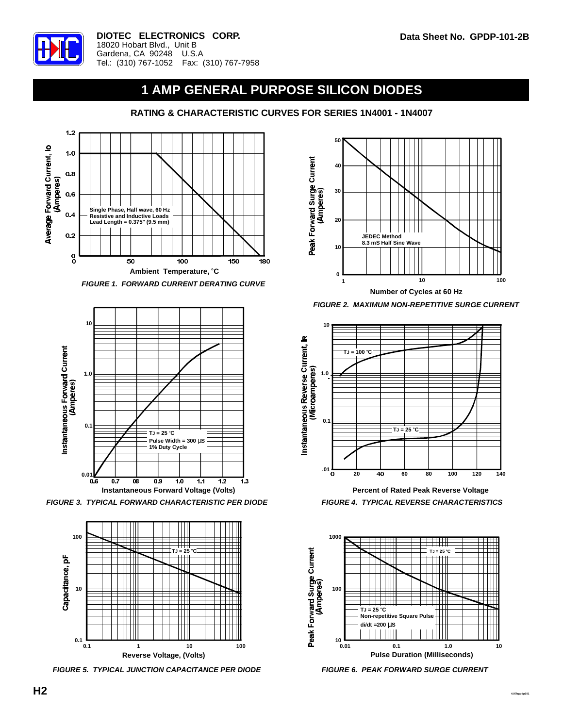DIOTEC ELECTRONICS CORP.
18020 Hobart Blvd., Unit B
Gardena, CA 90248 U.S.A
Tel.: (310) 767-1052 Fax: (310) 767-7958

Data Sheet No. GPDP-101-2B

# 1 AMP GENERAL PURPOSE SILICON DIODES

## RATING & CHARACTERISTIC CURVES FOR SERIES 1N4001 - 1N4007

Average Forward Current, Io (Amperes)
1.2
1.0
0.8
0.6
0.4
0.2
0
0
50
100
150
180
Ambient Temperature, °C
Single Phase, Half wave, 60 Hz
Resistive and Inductive Loads
Lead Length = 0.375" (9.5 mm)

*FIGURE 1. FORWARD CURRENT DERATING CURVE*

Peak Forward Surge Current (Amperes)
50
40
30
20
10
0
1
10
100
Number of Cycles at 60 Hz
JEDEC Method
8.3 mS Half Sine Wave

*FIGURE 2. MAXIMUM NON-REPETITIVE SURGE CURRENT*

Instantaneous Forward Current (Amperes)
10
1.0
0.1
0.01
0.6
0.7
0.8
0.9
1.0
1.1
1.2
1.3
Instantaneous Forward Voltage (Volts)
TJ = 25 °C
Pulse Width = 300 µS
1% Duty Cycle

*FIGURE 3. TYPICAL FORWARD CHARACTERISTIC PER DIODE*

Instantaneous Reverse Current, IR (Microamperes)
10
1.0
0.1
.01
0
20
40
60
80
100
120
140
Percent of Rated Peak Reverse Voltage
TJ = 100 °C
TJ = 25 °C

*FIGURE 4. TYPICAL REVERSE CHARACTERISTICS*

Capacitance, pF
100
10
0.1
0.1
1
10
100
Reverse Voltage, (Volts)
TJ = 25 °C

*FIGURE 5. TYPICAL JUNCTION CAPACITANCE PER DIODE*

Peak Forward Surge Current (Amperes)
1000
100
10
0.01
0.1
1.0
10
Pulse Duration (Milliseconds)
TJ = 25 °C
TJ = 25 °C
Non-repetitive Square Pulse
di/dt =200 µS

*FIGURE 6. PEAK FORWARD SURGE CURRENT*